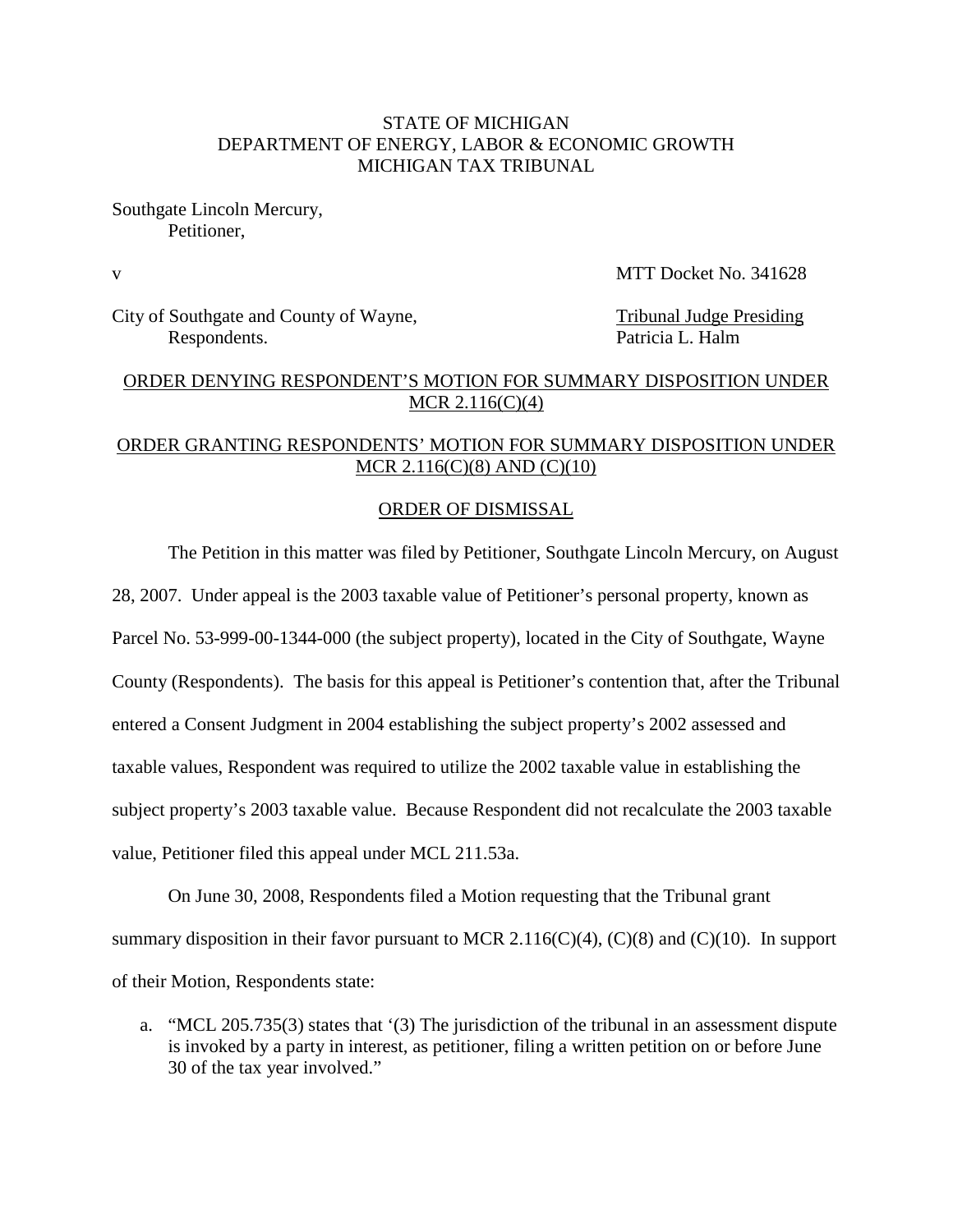STATE OF MICHIGAN
DEPARTMENT OF ENERGY, LABOR & ECONOMIC GROWTH
MICHIGAN TAX TRIBUNAL

Southgate Lincoln Mercury,
Petitioner,

v

MTT Docket No. 341628

City of Southgate and County of Wayne,
Respondents.

Tribunal Judge Presiding
Patricia L. Halm

ORDER DENYING RESPONDENT'S MOTION FOR SUMMARY DISPOSITION UNDER MCR 2.116(C)(4)

ORDER GRANTING RESPONDENTS' MOTION FOR SUMMARY DISPOSITION UNDER MCR 2.116(C)(8) AND (C)(10)

ORDER OF DISMISSAL

The Petition in this matter was filed by Petitioner, Southgate Lincoln Mercury, on August 28, 2007. Under appeal is the 2003 taxable value of Petitioner's personal property, known as Parcel No. 53-999-00-1344-000 (the subject property), located in the City of Southgate, Wayne County (Respondents). The basis for this appeal is Petitioner's contention that, after the Tribunal entered a Consent Judgment in 2004 establishing the subject property's 2002 assessed and taxable values, Respondent was required to utilize the 2002 taxable value in establishing the subject property's 2003 taxable value. Because Respondent did not recalculate the 2003 taxable value, Petitioner filed this appeal under MCL 211.53a.

On June 30, 2008, Respondents filed a Motion requesting that the Tribunal grant summary disposition in their favor pursuant to MCR 2.116(C)(4), (C)(8) and (C)(10). In support of their Motion, Respondents state:

a. "MCL 205.735(3) states that '(3) The jurisdiction of the tribunal in an assessment dispute is invoked by a party in interest, as petitioner, filing a written petition on or before June 30 of the tax year involved."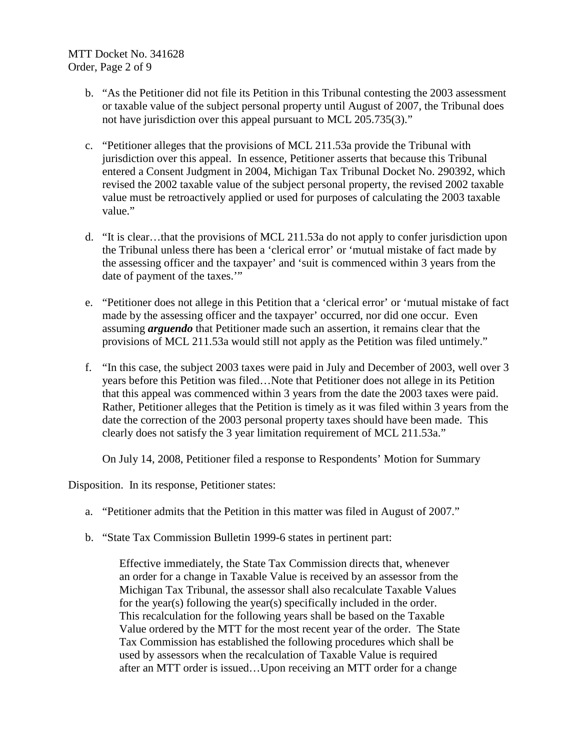b. "As the Petitioner did not file its Petition in this Tribunal contesting the 2003 assessment or taxable value of the subject personal property until August of 2007, the Tribunal does not have jurisdiction over this appeal pursuant to MCL 205.735(3)."

c. "Petitioner alleges that the provisions of MCL 211.53a provide the Tribunal with jurisdiction over this appeal. In essence, Petitioner asserts that because this Tribunal entered a Consent Judgment in 2004, Michigan Tax Tribunal Docket No. 290392, which revised the 2002 taxable value of the subject personal property, the revised 2002 taxable value must be retroactively applied or used for purposes of calculating the 2003 taxable value."

d. "It is clear…that the provisions of MCL 211.53a do not apply to confer jurisdiction upon the Tribunal unless there has been a 'clerical error' or 'mutual mistake of fact made by the assessing officer and the taxpayer' and 'suit is commenced within 3 years from the date of payment of the taxes.'"

e. "Petitioner does not allege in this Petition that a 'clerical error' or 'mutual mistake of fact made by the assessing officer and the taxpayer' occurred, nor did one occur. Even assuming ***arguendo*** that Petitioner made such an assertion, it remains clear that the provisions of MCL 211.53a would still not apply as the Petition was filed untimely."

f. "In this case, the subject 2003 taxes were paid in July and December of 2003, well over 3 years before this Petition was filed…Note that Petitioner does not allege in its Petition that this appeal was commenced within 3 years from the date the 2003 taxes were paid. Rather, Petitioner alleges that the Petition is timely as it was filed within 3 years from the date the correction of the 2003 personal property taxes should have been made. This clearly does not satisfy the 3 year limitation requirement of MCL 211.53a."

On July 14, 2008, Petitioner filed a response to Respondents' Motion for Summary Disposition. In its response, Petitioner states:

a. "Petitioner admits that the Petition in this matter was filed in August of 2007."

b. "State Tax Commission Bulletin 1999-6 states in pertinent part:

> Effective immediately, the State Tax Commission directs that, whenever an order for a change in Taxable Value is received by an assessor from the Michigan Tax Tribunal, the assessor shall also recalculate Taxable Values for the year(s) following the year(s) specifically included in the order. This recalculation for the following years shall be based on the Taxable Value ordered by the MTT for the most recent year of the order. The State Tax Commission has established the following procedures which shall be used by assessors when the recalculation of Taxable Value is required after an MTT order is issued…Upon receiving an MTT order for a change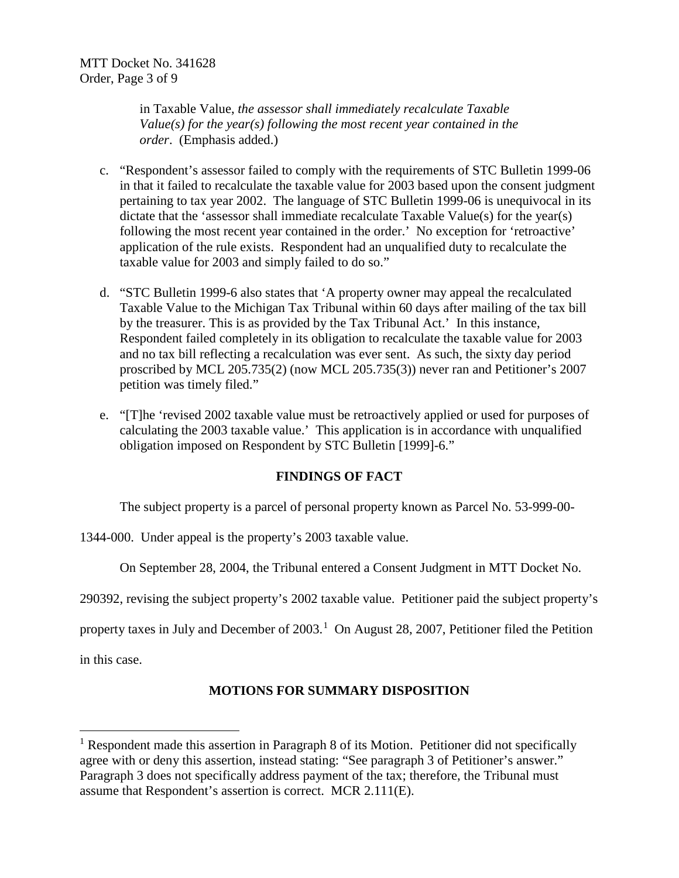in Taxable Value, *the assessor shall immediately recalculate Taxable Value(s) for the year(s) following the most recent year contained in the order*. (Emphasis added.)

c. "Respondent's assessor failed to comply with the requirements of STC Bulletin 1999-06 in that it failed to recalculate the taxable value for 2003 based upon the consent judgment pertaining to tax year 2002. The language of STC Bulletin 1999-06 is unequivocal in its dictate that the 'assessor shall immediate recalculate Taxable Value(s) for the year(s) following the most recent year contained in the order.' No exception for 'retroactive' application of the rule exists. Respondent had an unqualified duty to recalculate the taxable value for 2003 and simply failed to do so."

d. "STC Bulletin 1999-6 also states that 'A property owner may appeal the recalculated Taxable Value to the Michigan Tax Tribunal within 60 days after mailing of the tax bill by the treasurer. This is as provided by the Tax Tribunal Act.' In this instance, Respondent failed completely in its obligation to recalculate the taxable value for 2003 and no tax bill reflecting a recalculation was ever sent. As such, the sixty day period proscribed by MCL 205.735(2) (now MCL 205.735(3)) never ran and Petitioner's 2007 petition was timely filed."

e. "[T]he 'revised 2002 taxable value must be retroactively applied or used for purposes of calculating the 2003 taxable value.' This application is in accordance with unqualified obligation imposed on Respondent by STC Bulletin [1999]-6."

## FINDINGS OF FACT

The subject property is a parcel of personal property known as Parcel No. 53-999-00-1344-000. Under appeal is the property's 2003 taxable value.

On September 28, 2004, the Tribunal entered a Consent Judgment in MTT Docket No. 290392, revising the subject property's 2002 taxable value. Petitioner paid the subject property's property taxes in July and December of 2003.[1] On August 28, 2007, Petitioner filed the Petition in this case.

## MOTIONS FOR SUMMARY DISPOSITION

[1] Respondent made this assertion in Paragraph 8 of its Motion. Petitioner did not specifically agree with or deny this assertion, instead stating: "See paragraph 3 of Petitioner's answer." Paragraph 3 does not specifically address payment of the tax; therefore, the Tribunal must assume that Respondent's assertion is correct. MCR 2.111(E).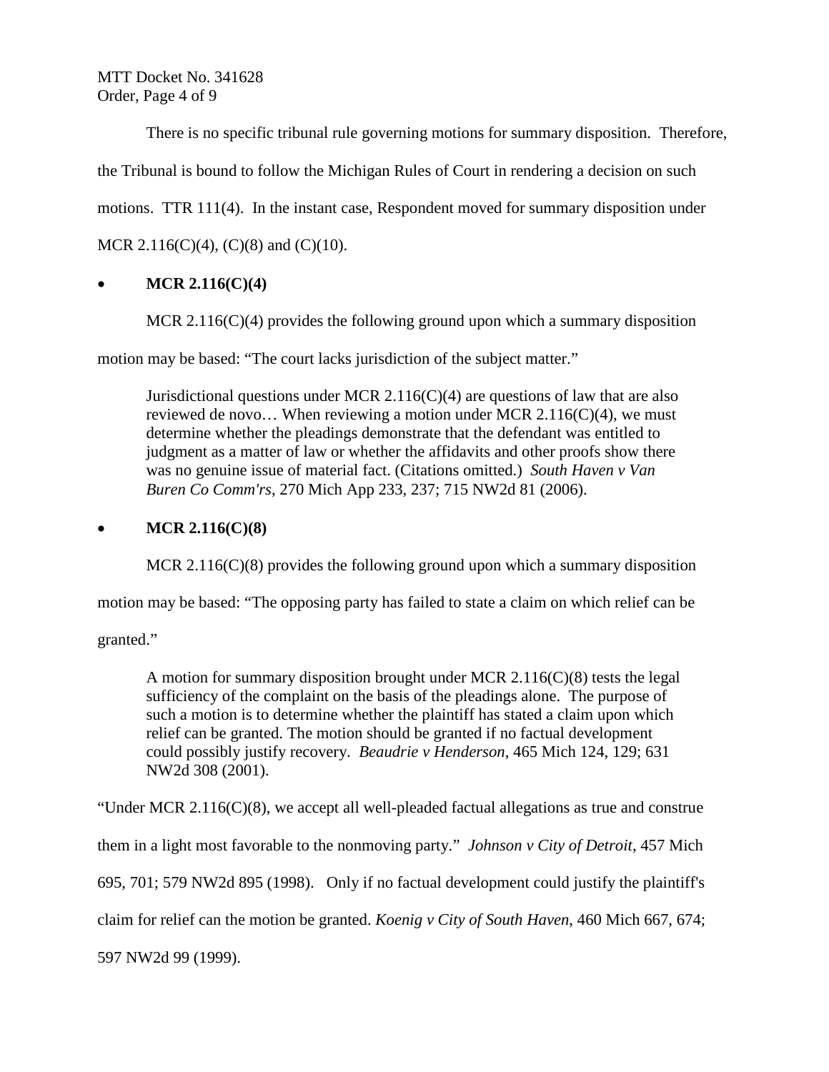There is no specific tribunal rule governing motions for summary disposition. Therefore, the Tribunal is bound to follow the Michigan Rules of Court in rendering a decision on such motions. TTR 111(4). In the instant case, Respondent moved for summary disposition under MCR 2.116(C)(4), (C)(8) and (C)(10).

- **MCR 2.116(C)(4)**

MCR 2.116(C)(4) provides the following ground upon which a summary disposition motion may be based: "The court lacks jurisdiction of the subject matter."

> Jurisdictional questions under MCR 2.116(C)(4) are questions of law that are also reviewed de novo… When reviewing a motion under MCR 2.116(C)(4), we must determine whether the pleadings demonstrate that the defendant was entitled to judgment as a matter of law or whether the affidavits and other proofs show there was no genuine issue of material fact. (Citations omitted.) *South Haven v Van Buren Co Comm'rs*, 270 Mich App 233, 237; 715 NW2d 81 (2006).

- **MCR 2.116(C)(8)**

MCR 2.116(C)(8) provides the following ground upon which a summary disposition motion may be based: "The opposing party has failed to state a claim on which relief can be granted."

> A motion for summary disposition brought under MCR 2.116(C)(8) tests the legal sufficiency of the complaint on the basis of the pleadings alone. The purpose of such a motion is to determine whether the plaintiff has stated a claim upon which relief can be granted. The motion should be granted if no factual development could possibly justify recovery. *Beaudrie v Henderson*, 465 Mich 124, 129; 631 NW2d 308 (2001).

"Under MCR 2.116(C)(8), we accept all well-pleaded factual allegations as true and construe them in a light most favorable to the nonmoving party." *Johnson v City of Detroit*, 457 Mich 695, 701; 579 NW2d 895 (1998). Only if no factual development could justify the plaintiff's claim for relief can the motion be granted. *Koenig v City of South Haven*, 460 Mich 667, 674; 597 NW2d 99 (1999).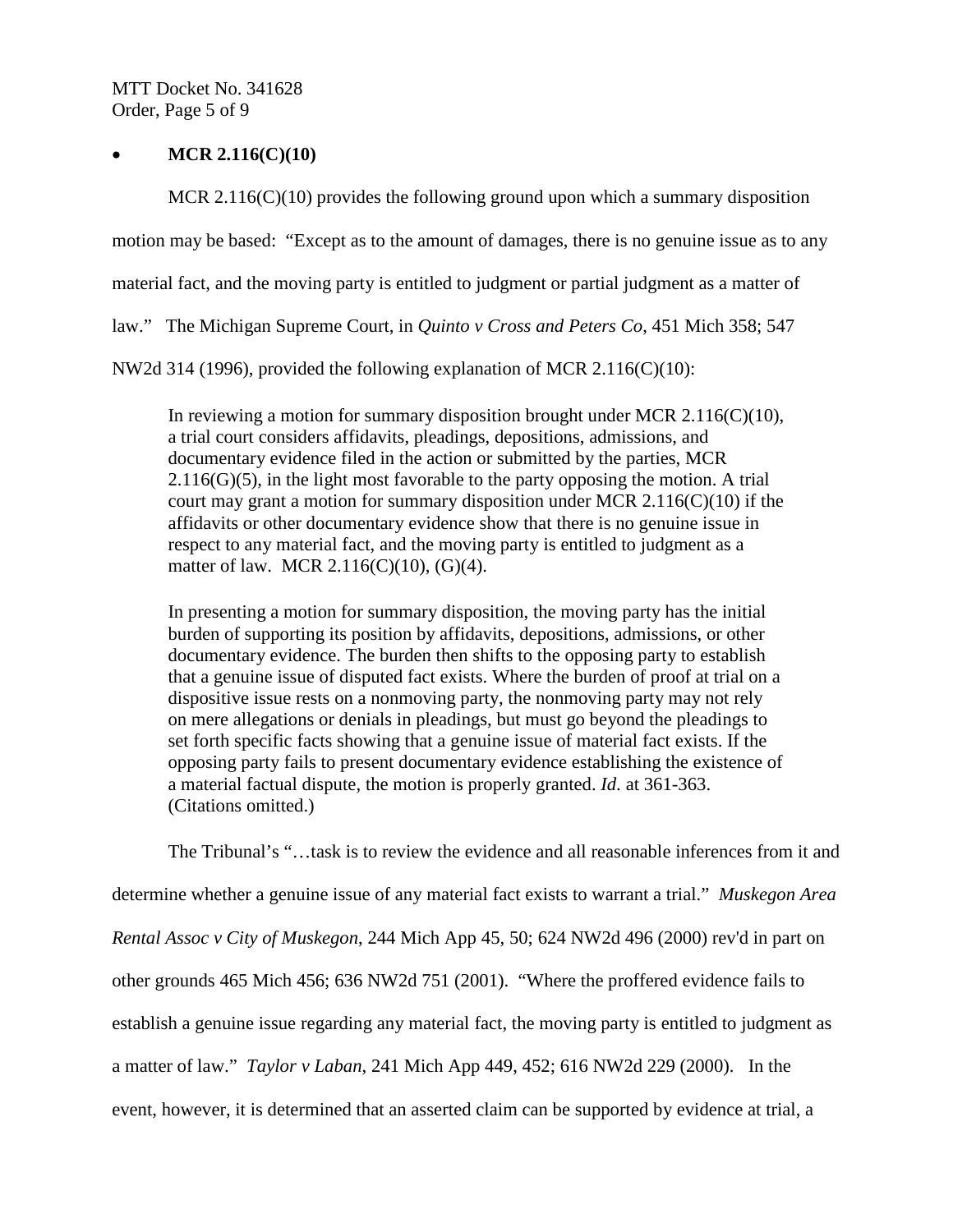- **MCR 2.116(C)(10)**

MCR 2.116(C)(10) provides the following ground upon which a summary disposition motion may be based: "Except as to the amount of damages, there is no genuine issue as to any material fact, and the moving party is entitled to judgment or partial judgment as a matter of law." The Michigan Supreme Court, in *Quinto v Cross and Peters Co*, 451 Mich 358; 547 NW2d 314 (1996), provided the following explanation of MCR 2.116(C)(10):

> In reviewing a motion for summary disposition brought under MCR 2.116(C)(10), a trial court considers affidavits, pleadings, depositions, admissions, and documentary evidence filed in the action or submitted by the parties, MCR 2.116(G)(5), in the light most favorable to the party opposing the motion. A trial court may grant a motion for summary disposition under MCR 2.116(C)(10) if the affidavits or other documentary evidence show that there is no genuine issue in respect to any material fact, and the moving party is entitled to judgment as a matter of law. MCR 2.116(C)(10), (G)(4).
>
> In presenting a motion for summary disposition, the moving party has the initial burden of supporting its position by affidavits, depositions, admissions, or other documentary evidence. The burden then shifts to the opposing party to establish that a genuine issue of disputed fact exists. Where the burden of proof at trial on a dispositive issue rests on a nonmoving party, the nonmoving party may not rely on mere allegations or denials in pleadings, but must go beyond the pleadings to set forth specific facts showing that a genuine issue of material fact exists. If the opposing party fails to present documentary evidence establishing the existence of a material factual dispute, the motion is properly granted. *Id.* at 361-363. (Citations omitted.)

The Tribunal's "…task is to review the evidence and all reasonable inferences from it and determine whether a genuine issue of any material fact exists to warrant a trial." *Muskegon Area Rental Assoc v City of Muskegon*, 244 Mich App 45, 50; 624 NW2d 496 (2000) rev'd in part on other grounds 465 Mich 456; 636 NW2d 751 (2001). "Where the proffered evidence fails to establish a genuine issue regarding any material fact, the moving party is entitled to judgment as a matter of law." *Taylor v Laban*, 241 Mich App 449, 452; 616 NW2d 229 (2000). In the event, however, it is determined that an asserted claim can be supported by evidence at trial, a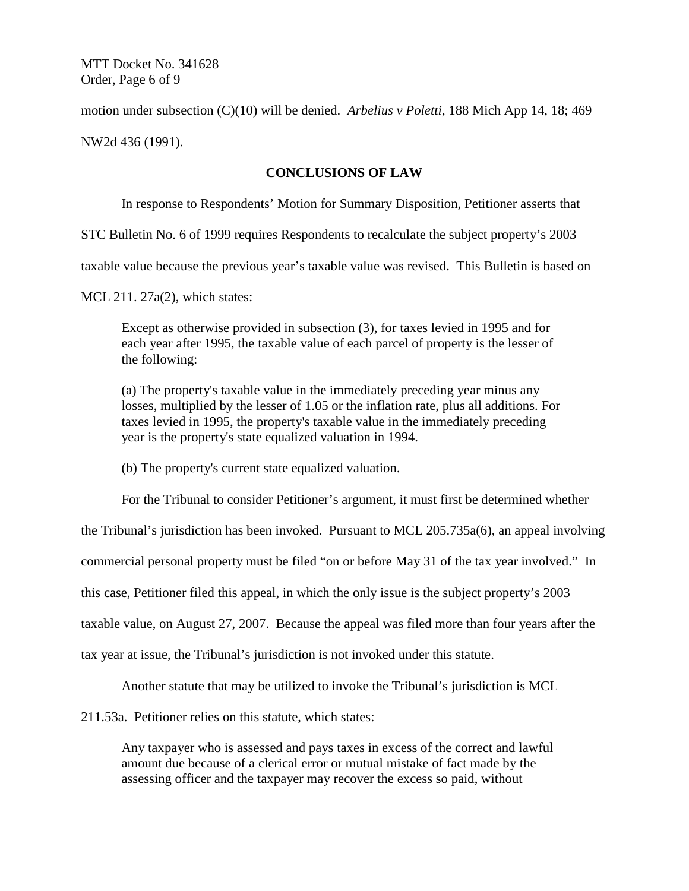motion under subsection (C)(10) will be denied. *Arbelius v Poletti*, 188 Mich App 14, 18; 469 NW2d 436 (1991).

**CONCLUSIONS OF LAW**

In response to Respondents' Motion for Summary Disposition, Petitioner asserts that STC Bulletin No. 6 of 1999 requires Respondents to recalculate the subject property's 2003 taxable value because the previous year's taxable value was revised. This Bulletin is based on MCL 211. 27a(2), which states:

> Except as otherwise provided in subsection (3), for taxes levied in 1995 and for each year after 1995, the taxable value of each parcel of property is the lesser of the following:
>
> (a) The property's taxable value in the immediately preceding year minus any losses, multiplied by the lesser of 1.05 or the inflation rate, plus all additions. For taxes levied in 1995, the property's taxable value in the immediately preceding year is the property's state equalized valuation in 1994.
>
> (b) The property's current state equalized valuation.

For the Tribunal to consider Petitioner's argument, it must first be determined whether the Tribunal's jurisdiction has been invoked. Pursuant to MCL 205.735a(6), an appeal involving commercial personal property must be filed "on or before May 31 of the tax year involved." In this case, Petitioner filed this appeal, in which the only issue is the subject property's 2003 taxable value, on August 27, 2007. Because the appeal was filed more than four years after the tax year at issue, the Tribunal's jurisdiction is not invoked under this statute.

Another statute that may be utilized to invoke the Tribunal's jurisdiction is MCL 211.53a. Petitioner relies on this statute, which states:

> Any taxpayer who is assessed and pays taxes in excess of the correct and lawful amount due because of a clerical error or mutual mistake of fact made by the assessing officer and the taxpayer may recover the excess so paid, without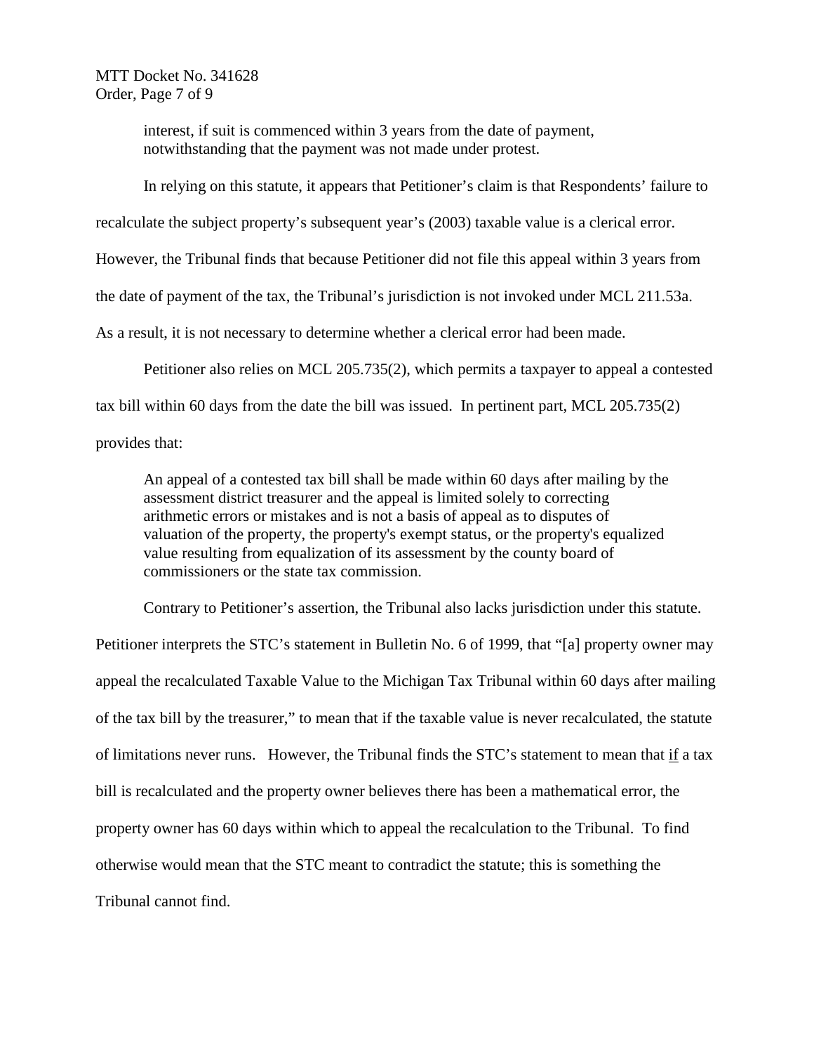> interest, if suit is commenced within 3 years from the date of payment, notwithstanding that the payment was not made under protest.

In relying on this statute, it appears that Petitioner's claim is that Respondents' failure to recalculate the subject property's subsequent year's (2003) taxable value is a clerical error. However, the Tribunal finds that because Petitioner did not file this appeal within 3 years from the date of payment of the tax, the Tribunal's jurisdiction is not invoked under MCL 211.53a. As a result, it is not necessary to determine whether a clerical error had been made.

Petitioner also relies on MCL 205.735(2), which permits a taxpayer to appeal a contested tax bill within 60 days from the date the bill was issued. In pertinent part, MCL 205.735(2) provides that:

> An appeal of a contested tax bill shall be made within 60 days after mailing by the assessment district treasurer and the appeal is limited solely to correcting arithmetic errors or mistakes and is not a basis of appeal as to disputes of valuation of the property, the property's exempt status, or the property's equalized value resulting from equalization of its assessment by the county board of commissioners or the state tax commission.

Contrary to Petitioner's assertion, the Tribunal also lacks jurisdiction under this statute. Petitioner interprets the STC's statement in Bulletin No. 6 of 1999, that "[a] property owner may appeal the recalculated Taxable Value to the Michigan Tax Tribunal within 60 days after mailing of the tax bill by the treasurer," to mean that if the taxable value is never recalculated, the statute of limitations never runs. However, the Tribunal finds the STC's statement to mean that <u>if</u> a tax bill is recalculated and the property owner believes there has been a mathematical error, the property owner has 60 days within which to appeal the recalculation to the Tribunal. To find otherwise would mean that the STC meant to contradict the statute; this is something the Tribunal cannot find.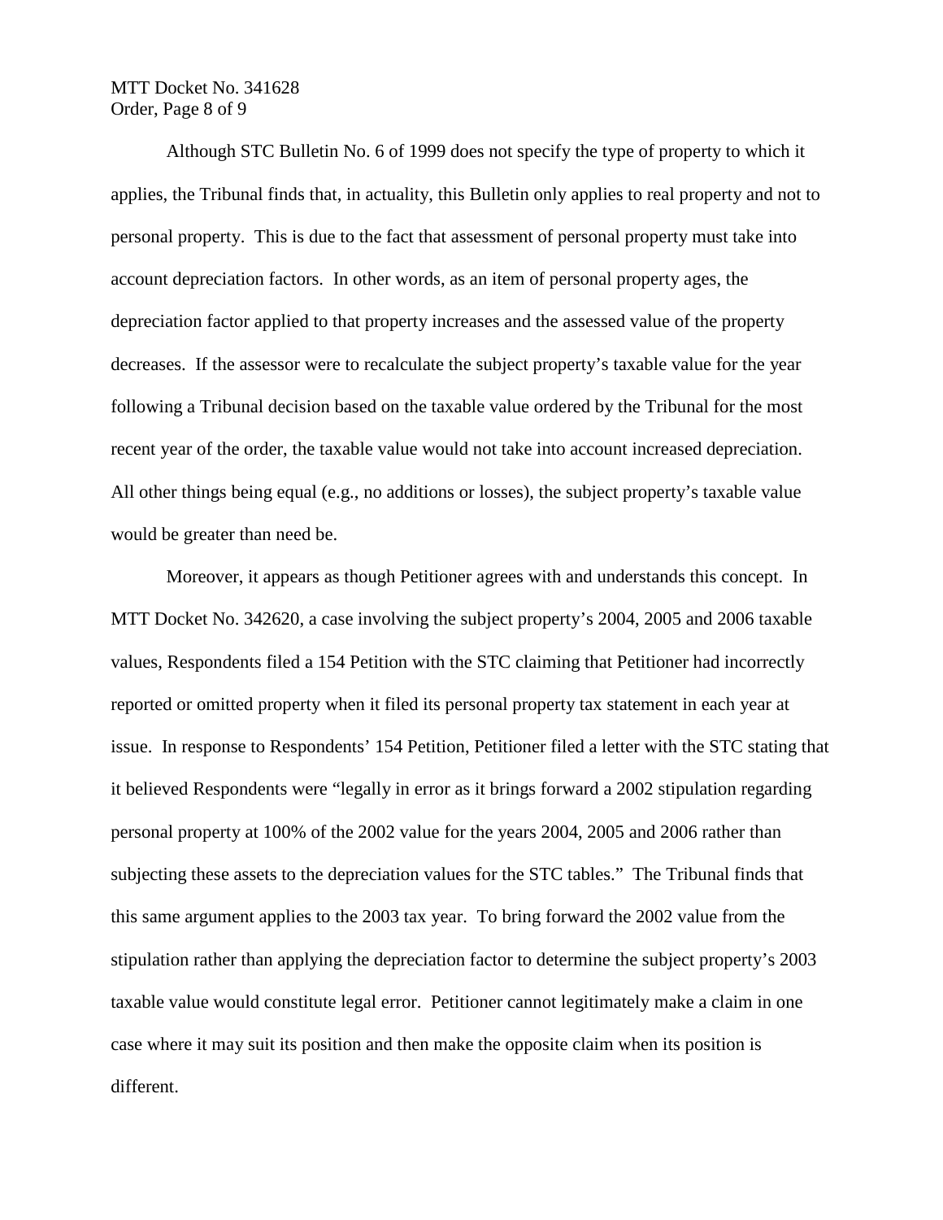Although STC Bulletin No. 6 of 1999 does not specify the type of property to which it applies, the Tribunal finds that, in actuality, this Bulletin only applies to real property and not to personal property. This is due to the fact that assessment of personal property must take into account depreciation factors. In other words, as an item of personal property ages, the depreciation factor applied to that property increases and the assessed value of the property decreases. If the assessor were to recalculate the subject property's taxable value for the year following a Tribunal decision based on the taxable value ordered by the Tribunal for the most recent year of the order, the taxable value would not take into account increased depreciation. All other things being equal (e.g., no additions or losses), the subject property's taxable value would be greater than need be.

Moreover, it appears as though Petitioner agrees with and understands this concept. In MTT Docket No. 342620, a case involving the subject property's 2004, 2005 and 2006 taxable values, Respondents filed a 154 Petition with the STC claiming that Petitioner had incorrectly reported or omitted property when it filed its personal property tax statement in each year at issue. In response to Respondents' 154 Petition, Petitioner filed a letter with the STC stating that it believed Respondents were "legally in error as it brings forward a 2002 stipulation regarding personal property at 100% of the 2002 value for the years 2004, 2005 and 2006 rather than subjecting these assets to the depreciation values for the STC tables." The Tribunal finds that this same argument applies to the 2003 tax year. To bring forward the 2002 value from the stipulation rather than applying the depreciation factor to determine the subject property's 2003 taxable value would constitute legal error. Petitioner cannot legitimately make a claim in one case where it may suit its position and then make the opposite claim when its position is different.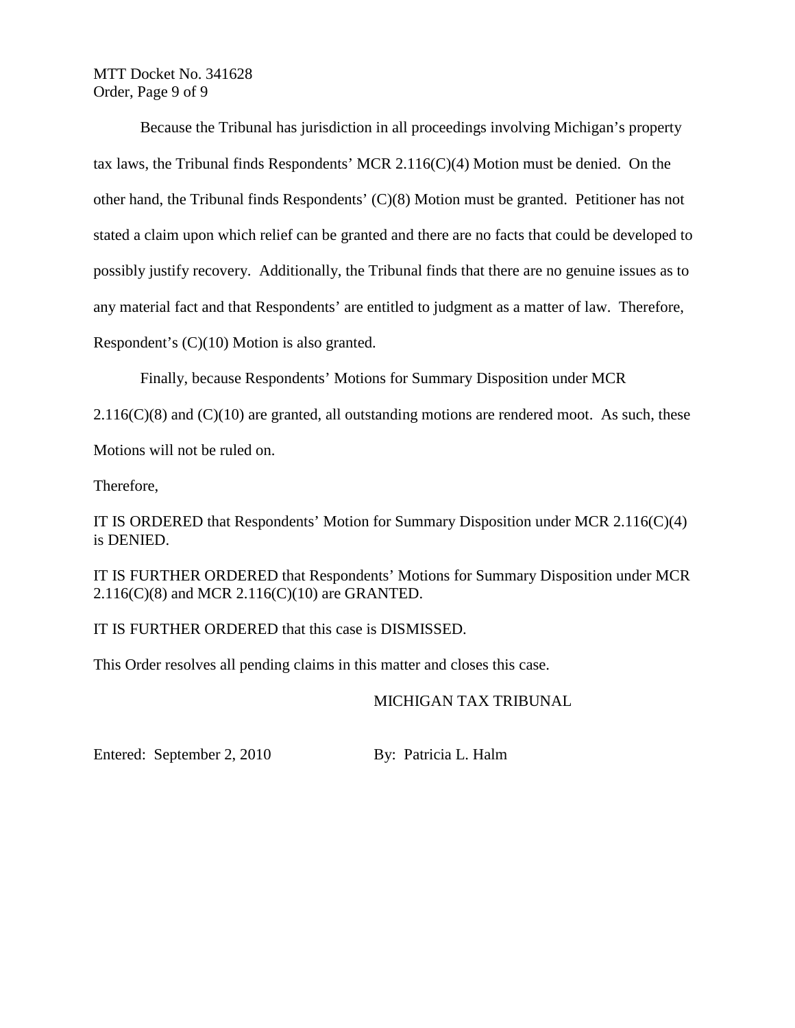Because the Tribunal has jurisdiction in all proceedings involving Michigan's property tax laws, the Tribunal finds Respondents' MCR 2.116(C)(4) Motion must be denied. On the other hand, the Tribunal finds Respondents' (C)(8) Motion must be granted. Petitioner has not stated a claim upon which relief can be granted and there are no facts that could be developed to possibly justify recovery. Additionally, the Tribunal finds that there are no genuine issues as to any material fact and that Respondents' are entitled to judgment as a matter of law. Therefore, Respondent's (C)(10) Motion is also granted.

Finally, because Respondents' Motions for Summary Disposition under MCR 2.116(C)(8) and (C)(10) are granted, all outstanding motions are rendered moot. As such, these Motions will not be ruled on.

Therefore,

IT IS ORDERED that Respondents' Motion for Summary Disposition under MCR 2.116(C)(4) is DENIED.

IT IS FURTHER ORDERED that Respondents' Motions for Summary Disposition under MCR 2.116(C)(8) and MCR 2.116(C)(10) are GRANTED.

IT IS FURTHER ORDERED that this case is DISMISSED.

This Order resolves all pending claims in this matter and closes this case.

MICHIGAN TAX TRIBUNAL

Entered: September 2, 2010

By: Patricia L. Halm